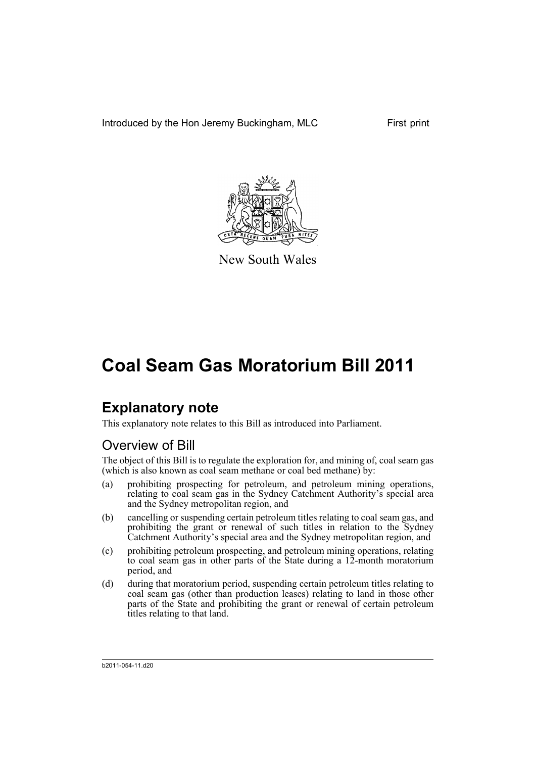Introduced by the Hon Jeremy Buckingham, MLC First print

New South Wales

# Coal Seam Gas Moratorium Bill 2011

## Explanatory note

This explanatory note relates to this Bill as introduced into Parliament.

### Overview of Bill

The object of this Bill is to regulate the exploration for, and mining of, coal seam gas (which is also known as coal seam methane or coal bed methane) by:

(a) prohibiting prospecting for petroleum, and petroleum mining operations, relating to coal seam gas in the Sydney Catchment Authority's special area and the Sydney metropolitan region, and

(b) cancelling or suspending certain petroleum titles relating to coal seam gas, and prohibiting the grant or renewal of such titles in relation to the Sydney Catchment Authority's special area and the Sydney metropolitan region, and

(c) prohibiting petroleum prospecting, and petroleum mining operations, relating to coal seam gas in other parts of the State during a 12-month moratorium period, and

(d) during that moratorium period, suspending certain petroleum titles relating to coal seam gas (other than production leases) relating to land in those other parts of the State and prohibiting the grant or renewal of certain petroleum titles relating to that land.

b2011-054-11.d20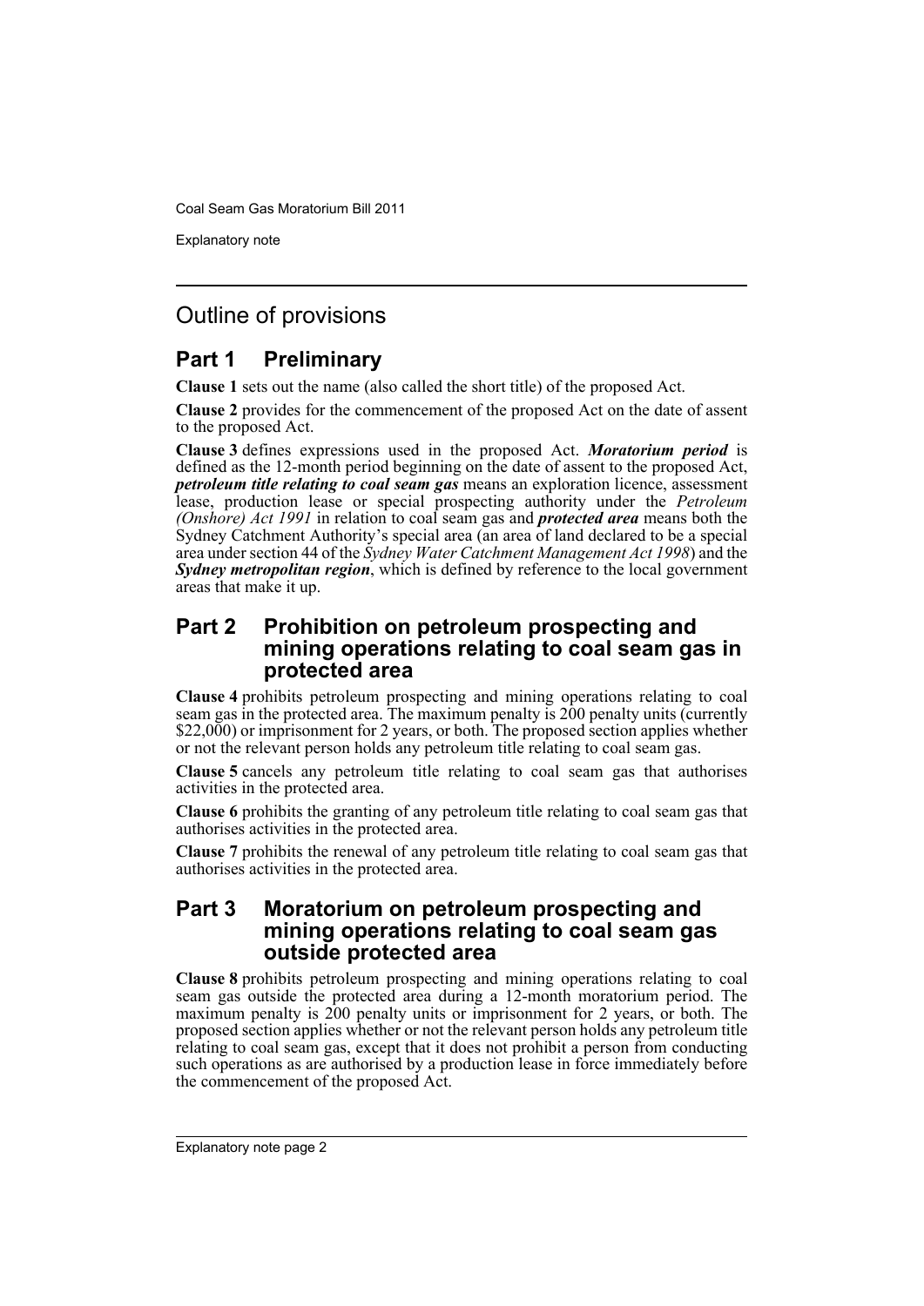## Outline of provisions

### Part 1 Preliminary

**Clause 1** sets out the name (also called the short title) of the proposed Act.

**Clause 2** provides for the commencement of the proposed Act on the date of assent to the proposed Act.

**Clause 3** defines expressions used in the proposed Act. ***Moratorium period*** is defined as the 12-month period beginning on the date of assent to the proposed Act, ***petroleum title relating to coal seam gas*** means an exploration licence, assessment lease, production lease or special prospecting authority under the *Petroleum (Onshore) Act 1991* in relation to coal seam gas and ***protected area*** means both the Sydney Catchment Authority's special area (an area of land declared to be a special area under section 44 of the *Sydney Water Catchment Management Act 1998*) and the ***Sydney metropolitan region***, which is defined by reference to the local government areas that make it up.

### Part 2 Prohibition on petroleum prospecting and mining operations relating to coal seam gas in protected area

**Clause 4** prohibits petroleum prospecting and mining operations relating to coal seam gas in the protected area. The maximum penalty is 200 penalty units (currently $22,000) or imprisonment for 2 years, or both. The proposed section applies whether or not the relevant person holds any petroleum title relating to coal seam gas.

**Clause 5** cancels any petroleum title relating to coal seam gas that authorises activities in the protected area.

**Clause 6** prohibits the granting of any petroleum title relating to coal seam gas that authorises activities in the protected area.

**Clause 7** prohibits the renewal of any petroleum title relating to coal seam gas that authorises activities in the protected area.

### Part 3 Moratorium on petroleum prospecting and mining operations relating to coal seam gas outside protected area

**Clause 8** prohibits petroleum prospecting and mining operations relating to coal seam gas outside the protected area during a 12-month moratorium period. The maximum penalty is 200 penalty units or imprisonment for 2 years, or both. The proposed section applies whether or not the relevant person holds any petroleum title relating to coal seam gas, except that it does not prohibit a person from conducting such operations as are authorised by a production lease in force immediately before the commencement of the proposed Act.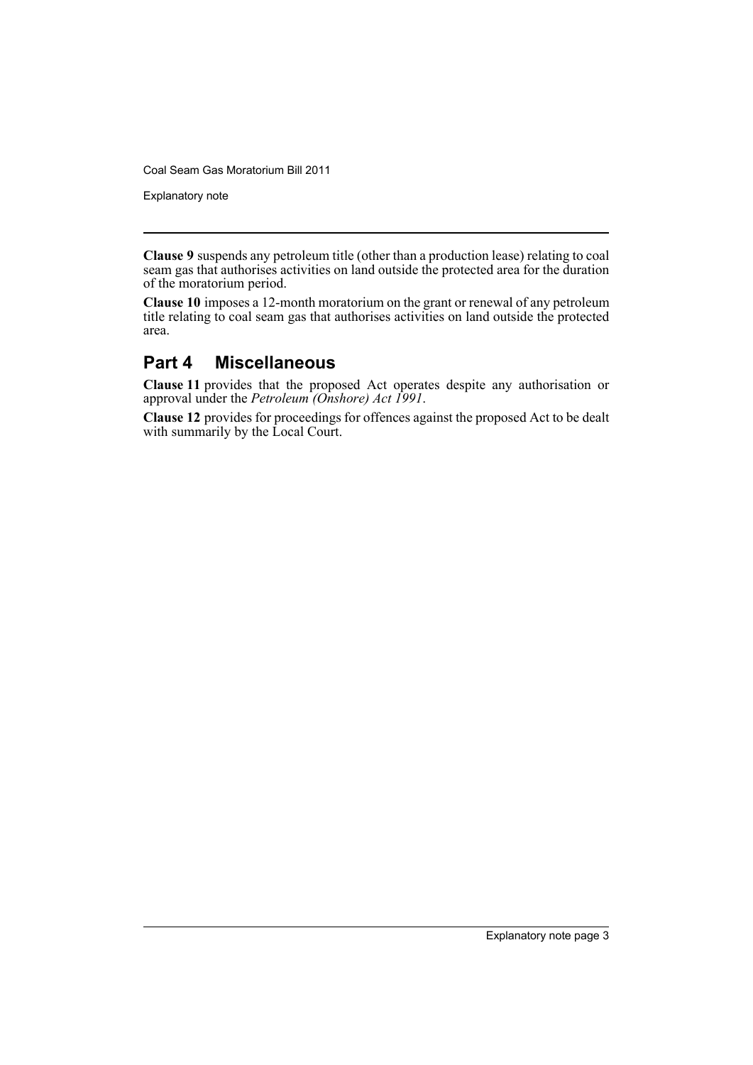**Clause 9** suspends any petroleum title (other than a production lease) relating to coal seam gas that authorises activities on land outside the protected area for the duration of the moratorium period.

**Clause 10** imposes a 12-month moratorium on the grant or renewal of any petroleum title relating to coal seam gas that authorises activities on land outside the protected area.

## Part 4 Miscellaneous

**Clause 11** provides that the proposed Act operates despite any authorisation or approval under the *Petroleum (Onshore) Act 1991*.

**Clause 12** provides for proceedings for offences against the proposed Act to be dealt with summarily by the Local Court.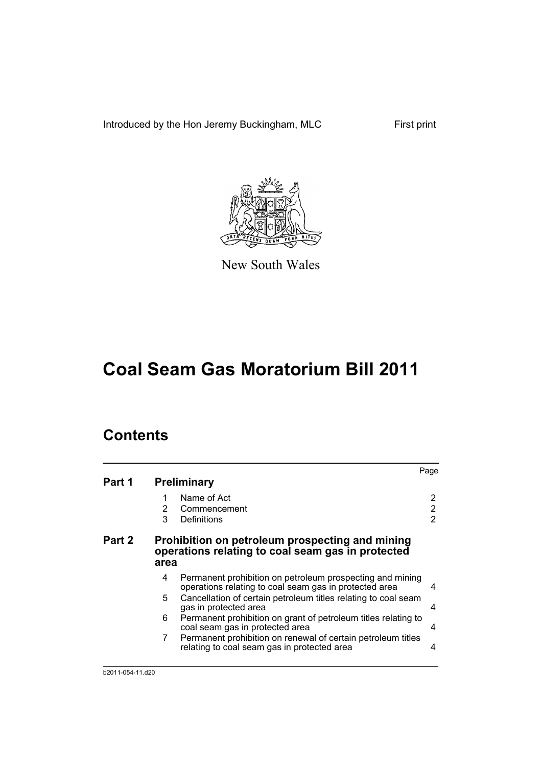Introduced by the Hon Jeremy Buckingham, MLC First print

New South Wales

# Coal Seam Gas Moratorium Bill 2011

## Contents

| | | | Page |
|---|---|---|---|
| **Part 1** | **Preliminary** | | |
| | 1 | Name of Act | 2 |
| | 2 | Commencement | 2 |
| | 3 | Definitions | 2 |
| **Part 2** | **Prohibition on petroleum prospecting and mining operations relating to coal seam gas in protected area** | | |
| | 4 | Permanent prohibition on petroleum prospecting and mining operations relating to coal seam gas in protected area | 4 |
| | 5 | Cancellation of certain petroleum titles relating to coal seam gas in protected area | 4 |
| | 6 | Permanent prohibition on grant of petroleum titles relating to coal seam gas in protected area | 4 |
| | 7 | Permanent prohibition on renewal of certain petroleum titles relating to coal seam gas in protected area | 4 |

b2011-054-11.d20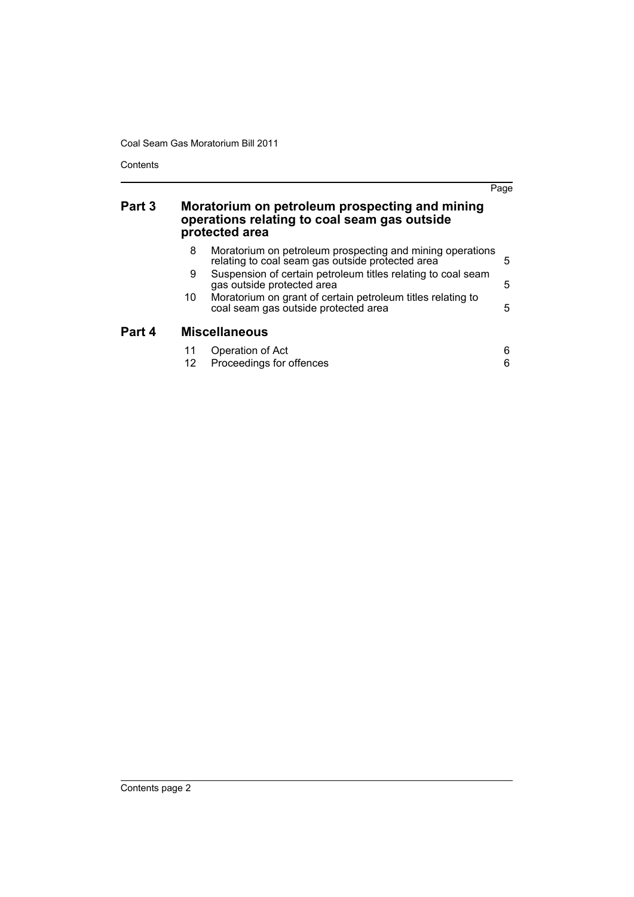| | | | Page |
|---|---|---|---|
| **Part 3** | **Moratorium on petroleum prospecting and mining operations relating to coal seam gas outside protected area** | | |
| | 8 | Moratorium on petroleum prospecting and mining operations relating to coal seam gas outside protected area | 5 |
| | 9 | Suspension of certain petroleum titles relating to coal seam gas outside protected area | 5 |
| | 10 | Moratorium on grant of certain petroleum titles relating to coal seam gas outside protected area | 5 |
| **Part 4** | **Miscellaneous** | | |
| | 11 | Operation of Act | 6 |
| | 12 | Proceedings for offences | 6 |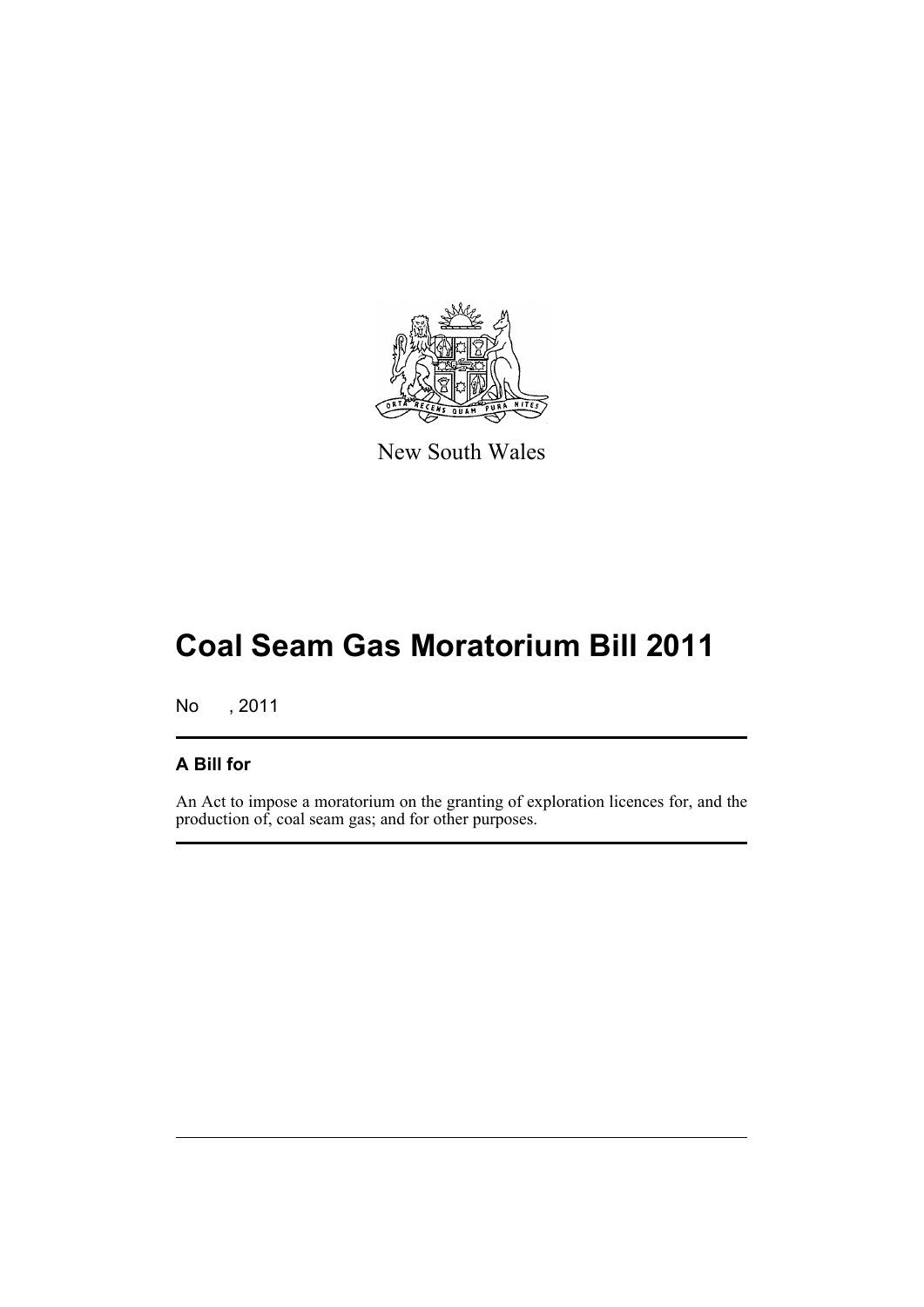New South Wales

# Coal Seam Gas Moratorium Bill 2011

No , 2011

## A Bill for

An Act to impose a moratorium on the granting of exploration licences for, and the production of, coal seam gas; and for other purposes.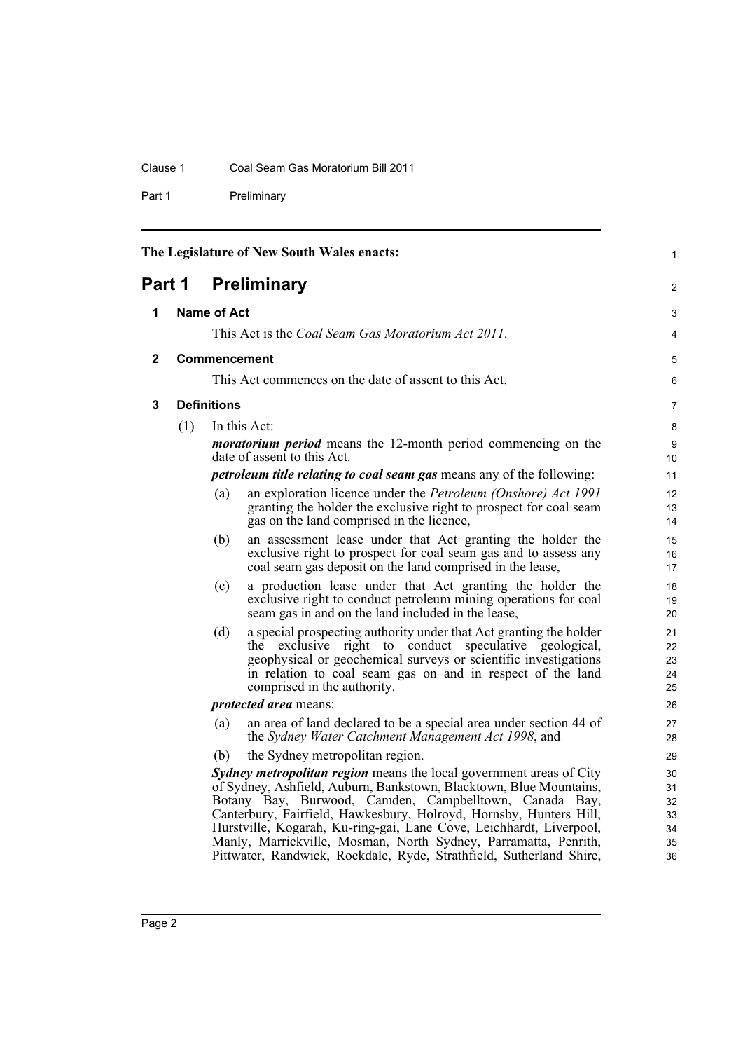The Legislature of New South Wales enacts:

# Part 1 Preliminary

## 1 Name of Act

This Act is the *Coal Seam Gas Moratorium Act 2011*.

## 2 Commencement

This Act commences on the date of assent to this Act.

## 3 Definitions

(1) In this Act:

***moratorium period*** means the 12-month period commencing on the date of assent to this Act.

***petroleum title relating to coal seam gas*** means any of the following:

(a) an exploration licence under the *Petroleum (Onshore) Act 1991* granting the holder the exclusive right to prospect for coal seam gas on the land comprised in the licence,

(b) an assessment lease under that Act granting the holder the exclusive right to prospect for coal seam gas and to assess any coal seam gas deposit on the land comprised in the lease,

(c) a production lease under that Act granting the holder the exclusive right to conduct petroleum mining operations for coal seam gas in and on the land included in the lease,

(d) a special prospecting authority under that Act granting the holder the exclusive right to conduct speculative geological, geophysical or geochemical surveys or scientific investigations in relation to coal seam gas on and in respect of the land comprised in the authority.

***protected area*** means:

(a) an area of land declared to be a special area under section 44 of the *Sydney Water Catchment Management Act 1998*, and

(b) the Sydney metropolitan region.

***Sydney metropolitan region*** means the local government areas of City of Sydney, Ashfield, Auburn, Bankstown, Blacktown, Blue Mountains, Botany Bay, Burwood, Camden, Campbelltown, Canada Bay, Canterbury, Fairfield, Hawkesbury, Holroyd, Hornsby, Hunters Hill, Hurstville, Kogarah, Ku-ring-gai, Lane Cove, Leichhardt, Liverpool, Manly, Marrickville, Mosman, North Sydney, Parramatta, Penrith, Pittwater, Randwick, Rockdale, Ryde, Strathfield, Sutherland Shire,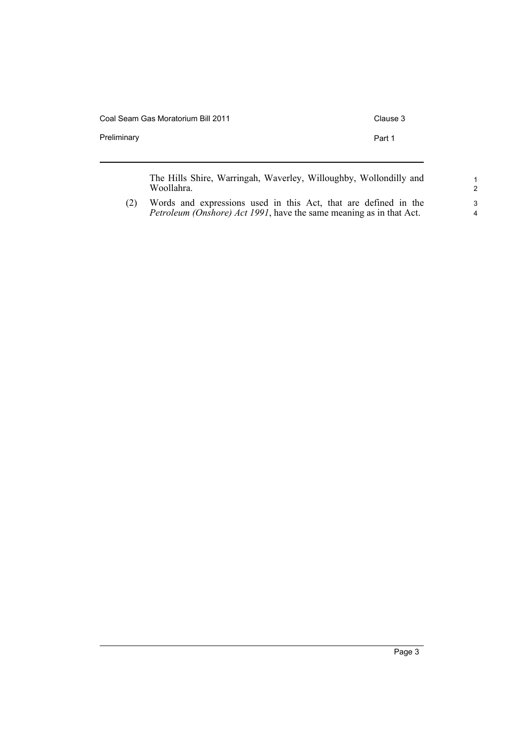The Hills Shire, Warringah, Waverley, Willoughby, Wollondilly and Woollahra.

(2) Words and expressions used in this Act, that are defined in the *Petroleum (Onshore) Act 1991*, have the same meaning as in that Act.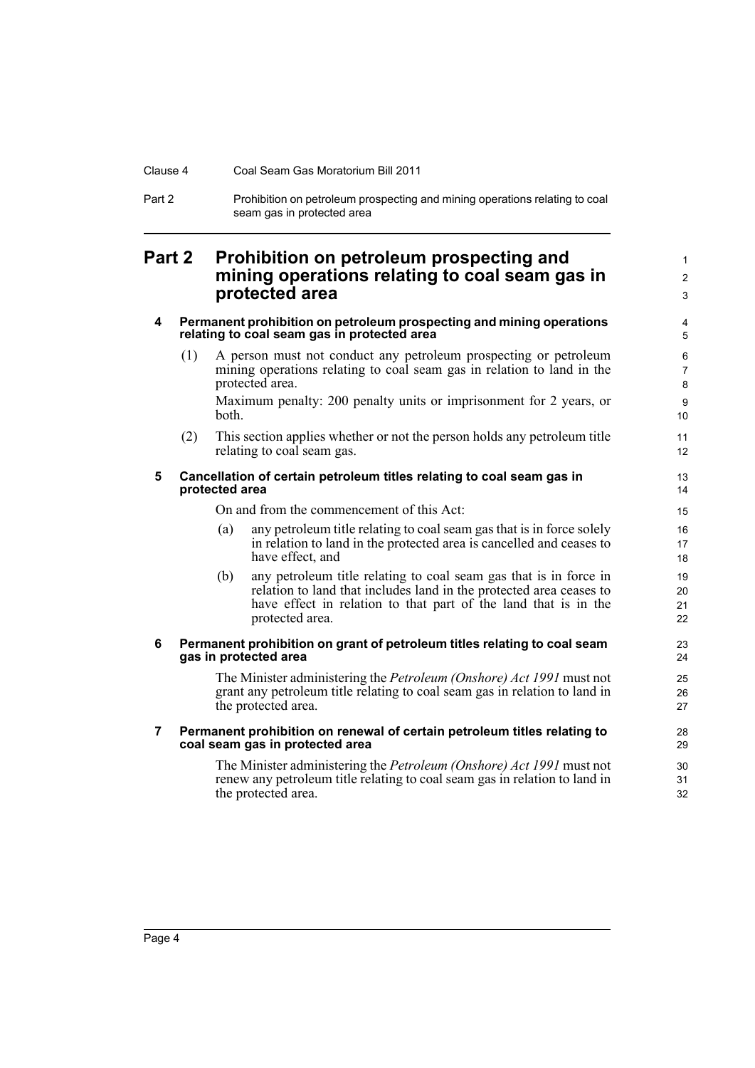## Part 2 Prohibition on petroleum prospecting and mining operations relating to coal seam gas in protected area

### 4 Permanent prohibition on petroleum prospecting and mining operations relating to coal seam gas in protected area

(1) A person must not conduct any petroleum prospecting or petroleum mining operations relating to coal seam gas in relation to land in the protected area.

Maximum penalty: 200 penalty units or imprisonment for 2 years, or both.

(2) This section applies whether or not the person holds any petroleum title relating to coal seam gas.

### 5 Cancellation of certain petroleum titles relating to coal seam gas in protected area

On and from the commencement of this Act:

(a) any petroleum title relating to coal seam gas that is in force solely in relation to land in the protected area is cancelled and ceases to have effect, and

(b) any petroleum title relating to coal seam gas that is in force in relation to land that includes land in the protected area ceases to have effect in relation to that part of the land that is in the protected area.

### 6 Permanent prohibition on grant of petroleum titles relating to coal seam gas in protected area

The Minister administering the *Petroleum (Onshore) Act 1991* must not grant any petroleum title relating to coal seam gas in relation to land in the protected area.

### 7 Permanent prohibition on renewal of certain petroleum titles relating to coal seam gas in protected area

The Minister administering the *Petroleum (Onshore) Act 1991* must not renew any petroleum title relating to coal seam gas in relation to land in the protected area.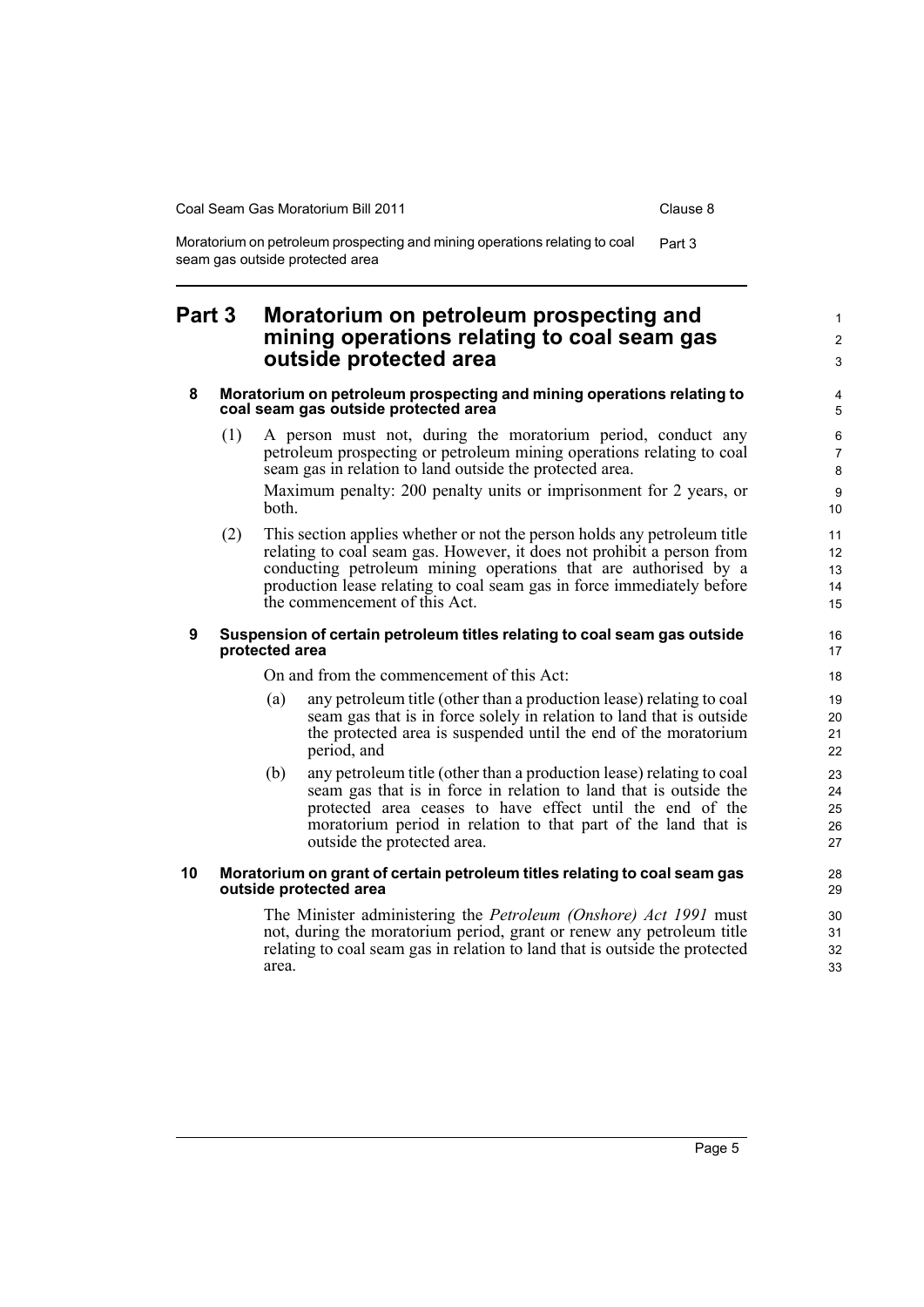# Part 3 Moratorium on petroleum prospecting and mining operations relating to coal seam gas outside protected area

## 8 Moratorium on petroleum prospecting and mining operations relating to coal seam gas outside protected area

(1) A person must not, during the moratorium period, conduct any petroleum prospecting or petroleum mining operations relating to coal seam gas in relation to land outside the protected area.

Maximum penalty: 200 penalty units or imprisonment for 2 years, or both.

(2) This section applies whether or not the person holds any petroleum title relating to coal seam gas. However, it does not prohibit a person from conducting petroleum mining operations that are authorised by a production lease relating to coal seam gas in force immediately before the commencement of this Act.

## 9 Suspension of certain petroleum titles relating to coal seam gas outside protected area

On and from the commencement of this Act:

(a) any petroleum title (other than a production lease) relating to coal seam gas that is in force solely in relation to land that is outside the protected area is suspended until the end of the moratorium period, and

(b) any petroleum title (other than a production lease) relating to coal seam gas that is in force in relation to land that is outside the protected area ceases to have effect until the end of the moratorium period in relation to that part of the land that is outside the protected area.

## 10 Moratorium on grant of certain petroleum titles relating to coal seam gas outside protected area

The Minister administering the *Petroleum (Onshore) Act 1991* must not, during the moratorium period, grant or renew any petroleum title relating to coal seam gas in relation to land that is outside the protected area.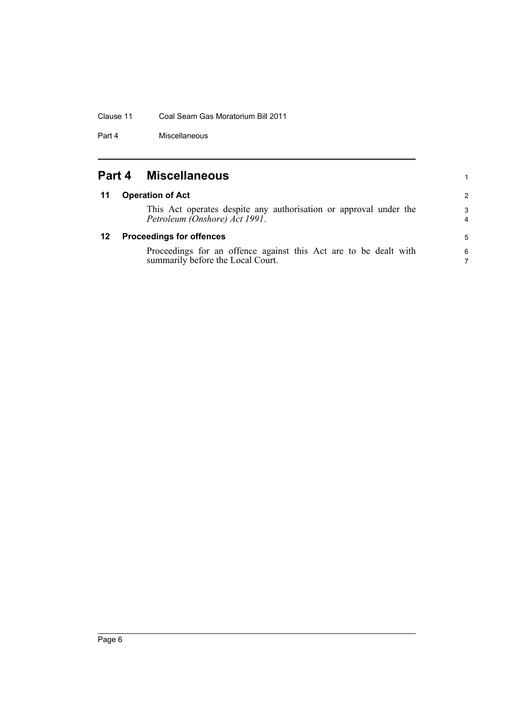## Part 4 Miscellaneous

### 11 Operation of Act

This Act operates despite any authorisation or approval under the *Petroleum (Onshore) Act 1991*.

### 12 Proceedings for offences

Proceedings for an offence against this Act are to be dealt with summarily before the Local Court.